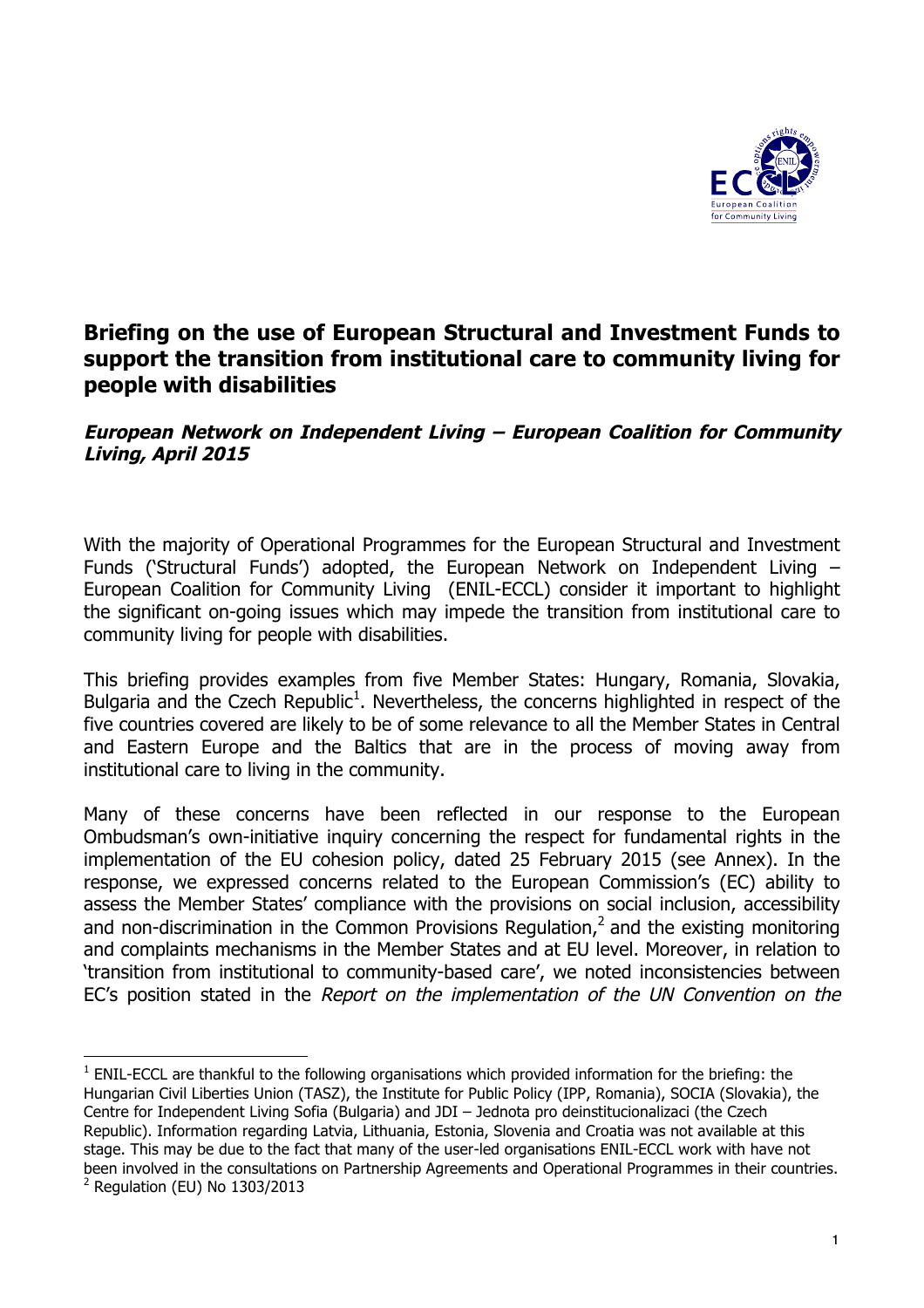# Briefing on the use of European Structural and Investment Funds to support the transition from institutional care to community living for people with disabilities

***European Network on Independent Living – European Coalition for Community Living, April 2015***

With the majority of Operational Programmes for the European Structural and Investment Funds ('Structural Funds') adopted, the European Network on Independent Living – European Coalition for Community Living (ENIL-ECCL) consider it important to highlight the significant on-going issues which may impede the transition from institutional care to community living for people with disabilities.

This briefing provides examples from five Member States: Hungary, Romania, Slovakia, Bulgaria and the Czech Republic[1]. Nevertheless, the concerns highlighted in respect of the five countries covered are likely to be of some relevance to all the Member States in Central and Eastern Europe and the Baltics that are in the process of moving away from institutional care to living in the community.

Many of these concerns have been reflected in our response to the European Ombudsman's own-initiative inquiry concerning the respect for fundamental rights in the implementation of the EU cohesion policy, dated 25 February 2015 (see Annex). In the response, we expressed concerns related to the European Commission's (EC) ability to assess the Member States' compliance with the provisions on social inclusion, accessibility and non-discrimination in the Common Provisions Regulation,[2] and the existing monitoring and complaints mechanisms in the Member States and at EU level. Moreover, in relation to 'transition from institutional to community-based care', we noted inconsistencies between EC's position stated in the *Report on the implementation of the UN Convention on the*

---

[1] ENIL-ECCL are thankful to the following organisations which provided information for the briefing: the Hungarian Civil Liberties Union (TASZ), the Institute for Public Policy (IPP, Romania), SOCIA (Slovakia), the Centre for Independent Living Sofia (Bulgaria) and JDI – Jednota pro deinstitucionalizaci (the Czech Republic). Information regarding Latvia, Lithuania, Estonia, Slovenia and Croatia was not available at this stage. This may be due to the fact that many of the user-led organisations ENIL-ECCL work with have not been involved in the consultations on Partnership Agreements and Operational Programmes in their countries.

[2] Regulation (EU) No 1303/2013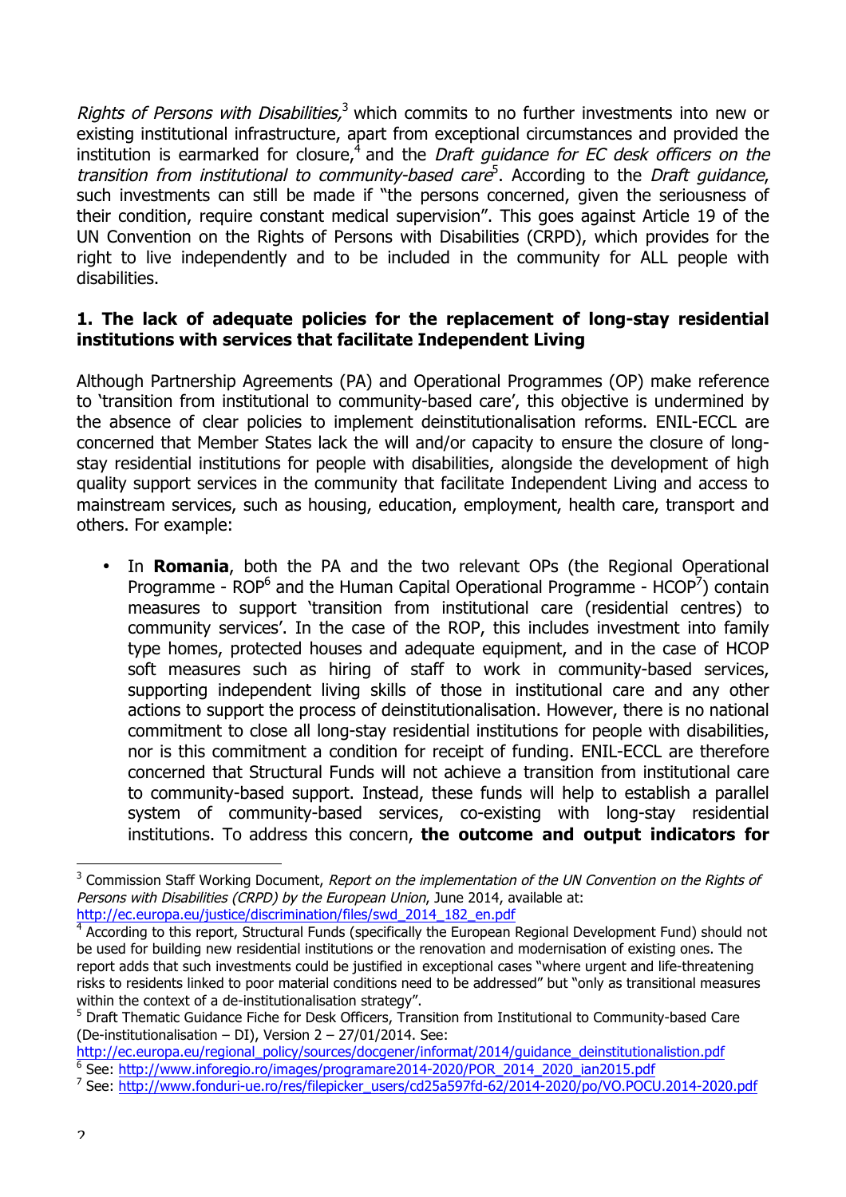*Rights of Persons with Disabilities,*[3] which commits to no further investments into new or existing institutional infrastructure, apart from exceptional circumstances and provided the institution is earmarked for closure,[4] and the *Draft guidance for EC desk officers on the transition from institutional to community-based care*[5]. According to the *Draft guidance*, such investments can still be made if "the persons concerned, given the seriousness of their condition, require constant medical supervision". This goes against Article 19 of the UN Convention on the Rights of Persons with Disabilities (CRPD), which provides for the right to live independently and to be included in the community for ALL people with disabilities.

**1. The lack of adequate policies for the replacement of long-stay residential institutions with services that facilitate Independent Living**

Although Partnership Agreements (PA) and Operational Programmes (OP) make reference to 'transition from institutional to community-based care', this objective is undermined by the absence of clear policies to implement deinstitutionalisation reforms. ENIL-ECCL are concerned that Member States lack the will and/or capacity to ensure the closure of long-stay residential institutions for people with disabilities, alongside the development of high quality support services in the community that facilitate Independent Living and access to mainstream services, such as housing, education, employment, health care, transport and others. For example:

- In **Romania**, both the PA and the two relevant OPs (the Regional Operational Programme - ROP[6] and the Human Capital Operational Programme - HCOP[7]) contain measures to support 'transition from institutional care (residential centres) to community services'. In the case of the ROP, this includes investment into family type homes, protected houses and adequate equipment, and in the case of HCOP soft measures such as hiring of staff to work in community-based services, supporting independent living skills of those in institutional care and any other actions to support the process of deinstitutionalisation. However, there is no national commitment to close all long-stay residential institutions for people with disabilities, nor is this commitment a condition for receipt of funding. ENIL-ECCL are therefore concerned that Structural Funds will not achieve a transition from institutional care to community-based support. Instead, these funds will help to establish a parallel system of community-based services, co-existing with long-stay residential institutions. To address this concern, **the outcome and output indicators for**

---

[3] Commission Staff Working Document, *Report on the implementation of the UN Convention on the Rights of Persons with Disabilities (CRPD) by the European Union*, June 2014, available at: http://ec.europa.eu/justice/discrimination/files/swd_2014_182_en.pdf

[4] According to this report, Structural Funds (specifically the European Regional Development Fund) should not be used for building new residential institutions or the renovation and modernisation of existing ones. The report adds that such investments could be justified in exceptional cases "where urgent and life-threatening risks to residents linked to poor material conditions need to be addressed" but "only as transitional measures within the context of a de-institutionalisation strategy".

[5] Draft Thematic Guidance Fiche for Desk Officers, Transition from Institutional to Community-based Care (De-institutionalisation – DI), Version 2 – 27/01/2014. See: http://ec.europa.eu/regional_policy/sources/docgener/informat/2014/guidance_deinstitutionalistion.pdf

[6] See: http://www.inforegio.ro/images/programare2014-2020/POR_2014_2020_ian2015.pdf

[7] See: http://www.fonduri-ue.ro/res/filepicker_users/cd25a597fd-62/2014-2020/po/VO.POCU.2014-2020.pdf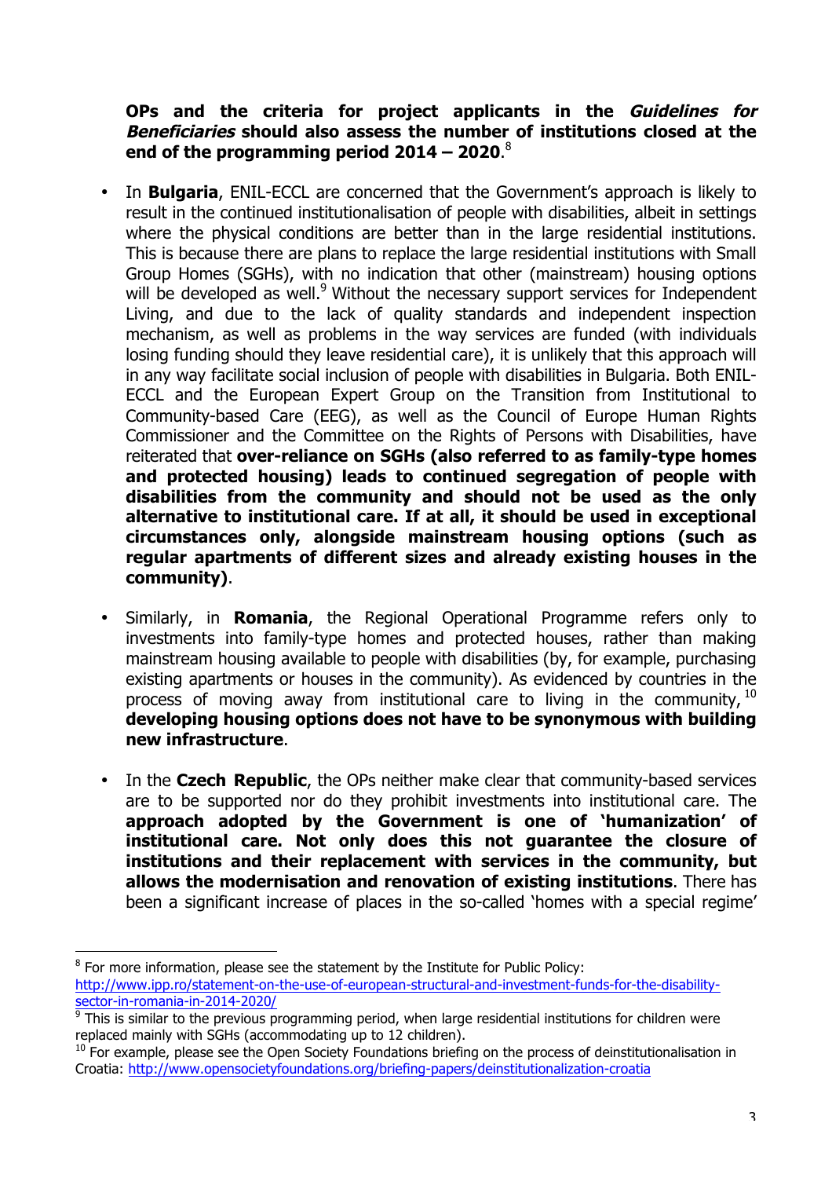**OPs and the criteria for project applicants in the *Guidelines for Beneficiaries* should also assess the number of institutions closed at the end of the programming period 2014 – 2020**.[8]

- In **Bulgaria**, ENIL-ECCL are concerned that the Government's approach is likely to result in the continued institutionalisation of people with disabilities, albeit in settings where the physical conditions are better than in the large residential institutions. This is because there are plans to replace the large residential institutions with Small Group Homes (SGHs), with no indication that other (mainstream) housing options will be developed as well.[9] Without the necessary support services for Independent Living, and due to the lack of quality standards and independent inspection mechanism, as well as problems in the way services are funded (with individuals losing funding should they leave residential care), it is unlikely that this approach will in any way facilitate social inclusion of people with disabilities in Bulgaria. Both ENIL-ECCL and the European Expert Group on the Transition from Institutional to Community-based Care (EEG), as well as the Council of Europe Human Rights Commissioner and the Committee on the Rights of Persons with Disabilities, have reiterated that **over-reliance on SGHs (also referred to as family-type homes and protected housing) leads to continued segregation of people with disabilities from the community and should not be used as the only alternative to institutional care. If at all, it should be used in exceptional circumstances only, alongside mainstream housing options (such as regular apartments of different sizes and already existing houses in the community)**.

- Similarly, in **Romania**, the Regional Operational Programme refers only to investments into family-type homes and protected houses, rather than making mainstream housing available to people with disabilities (by, for example, purchasing existing apartments or houses in the community). As evidenced by countries in the process of moving away from institutional care to living in the community,[10] **developing housing options does not have to be synonymous with building new infrastructure**.

- In the **Czech Republic**, the OPs neither make clear that community-based services are to be supported nor do they prohibit investments into institutional care. The **approach adopted by the Government is one of 'humanization' of institutional care. Not only does this not guarantee the closure of institutions and their replacement with services in the community, but allows the modernisation and renovation of existing institutions**. There has been a significant increase of places in the so-called 'homes with a special regime'

---

[8] For more information, please see the statement by the Institute for Public Policy: http://www.ipp.ro/statement-on-the-use-of-european-structural-and-investment-funds-for-the-disability-sector-in-romania-in-2014-2020/

[9] This is similar to the previous programming period, when large residential institutions for children were replaced mainly with SGHs (accommodating up to 12 children).

[10] For example, please see the Open Society Foundations briefing on the process of deinstitutionalisation in Croatia: http://www.opensocietyfoundations.org/briefing-papers/deinstitutionalization-croatia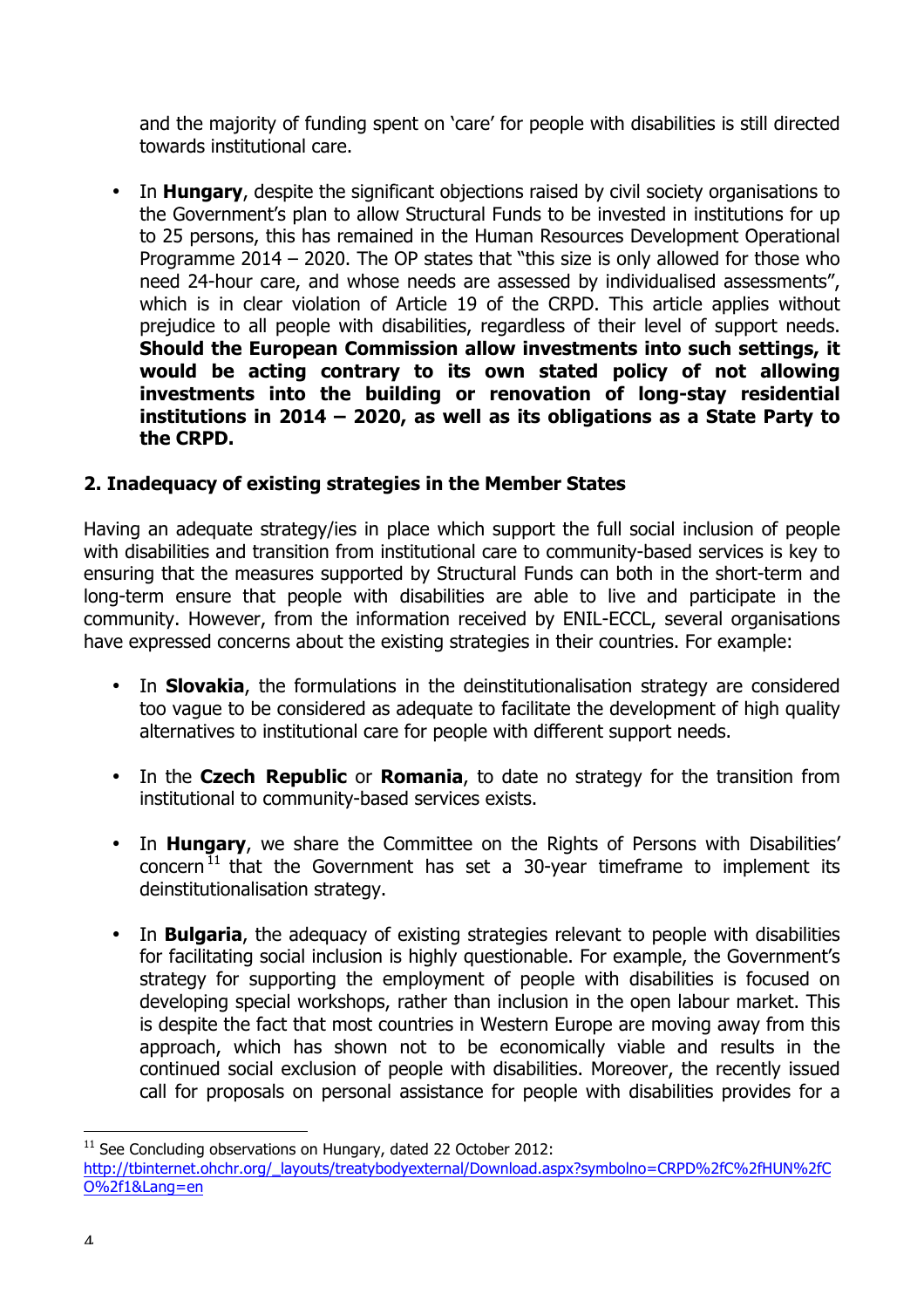and the majority of funding spent on 'care' for people with disabilities is still directed towards institutional care.

- In **Hungary**, despite the significant objections raised by civil society organisations to the Government's plan to allow Structural Funds to be invested in institutions for up to 25 persons, this has remained in the Human Resources Development Operational Programme 2014 – 2020. The OP states that "this size is only allowed for those who need 24-hour care, and whose needs are assessed by individualised assessments", which is in clear violation of Article 19 of the CRPD. This article applies without prejudice to all people with disabilities, regardless of their level of support needs. **Should the European Commission allow investments into such settings, it would be acting contrary to its own stated policy of not allowing investments into the building or renovation of long-stay residential institutions in 2014 – 2020, as well as its obligations as a State Party to the CRPD.**

## 2. Inadequacy of existing strategies in the Member States

Having an adequate strategy/ies in place which support the full social inclusion of people with disabilities and transition from institutional care to community-based services is key to ensuring that the measures supported by Structural Funds can both in the short-term and long-term ensure that people with disabilities are able to live and participate in the community. However, from the information received by ENIL-ECCL, several organisations have expressed concerns about the existing strategies in their countries. For example:

- In **Slovakia**, the formulations in the deinstitutionalisation strategy are considered too vague to be considered as adequate to facilitate the development of high quality alternatives to institutional care for people with different support needs.

- In the **Czech Republic** or **Romania**, to date no strategy for the transition from institutional to community-based services exists.

- In **Hungary**, we share the Committee on the Rights of Persons with Disabilities' concern[11] that the Government has set a 30-year timeframe to implement its deinstitutionalisation strategy.

- In **Bulgaria**, the adequacy of existing strategies relevant to people with disabilities for facilitating social inclusion is highly questionable. For example, the Government's strategy for supporting the employment of people with disabilities is focused on developing special workshops, rather than inclusion in the open labour market. This is despite the fact that most countries in Western Europe are moving away from this approach, which has shown not to be economically viable and results in the continued social exclusion of people with disabilities. Moreover, the recently issued call for proposals on personal assistance for people with disabilities provides for a

[11] See Concluding observations on Hungary, dated 22 October 2012: http://tbinternet.ohchr.org/_layouts/treatybodyexternal/Download.aspx?symbolno=CRPD%2fC%2fHUN%2fCO%2f1&Lang=en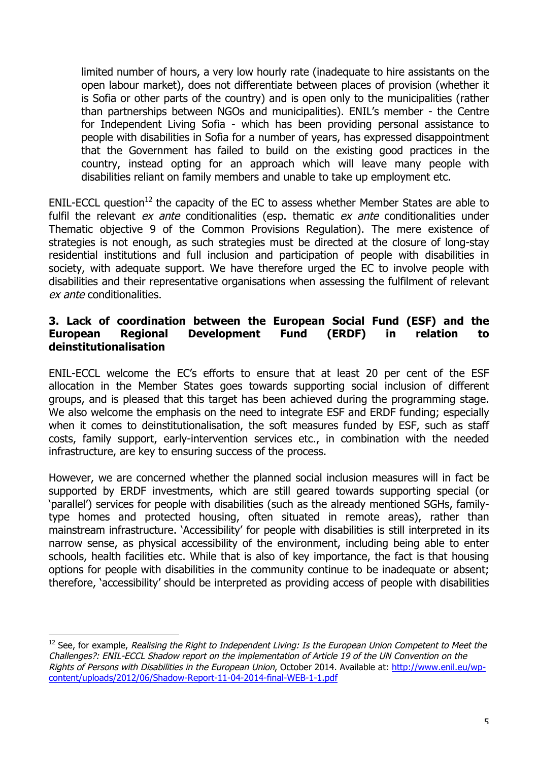limited number of hours, a very low hourly rate (inadequate to hire assistants on the open labour market), does not differentiate between places of provision (whether it is Sofia or other parts of the country) and is open only to the municipalities (rather than partnerships between NGOs and municipalities). ENIL's member - the Centre for Independent Living Sofia - which has been providing personal assistance to people with disabilities in Sofia for a number of years, has expressed disappointment that the Government has failed to build on the existing good practices in the country, instead opting for an approach which will leave many people with disabilities reliant on family members and unable to take up employment etc.

ENIL-ECCL question[12] the capacity of the EC to assess whether Member States are able to fulfil the relevant *ex ante* conditionalities (esp. thematic *ex ante* conditionalities under Thematic objective 9 of the Common Provisions Regulation). The mere existence of strategies is not enough, as such strategies must be directed at the closure of long-stay residential institutions and full inclusion and participation of people with disabilities in society, with adequate support. We have therefore urged the EC to involve people with disabilities and their representative organisations when assessing the fulfilment of relevant *ex ante* conditionalities.

### 3. Lack of coordination between the European Social Fund (ESF) and the European Regional Development Fund (ERDF) in relation to deinstitutionalisation

ENIL-ECCL welcome the EC's efforts to ensure that at least 20 per cent of the ESF allocation in the Member States goes towards supporting social inclusion of different groups, and is pleased that this target has been achieved during the programming stage. We also welcome the emphasis on the need to integrate ESF and ERDF funding; especially when it comes to deinstitutionalisation, the soft measures funded by ESF, such as staff costs, family support, early-intervention services etc., in combination with the needed infrastructure, are key to ensuring success of the process.

However, we are concerned whether the planned social inclusion measures will in fact be supported by ERDF investments, which are still geared towards supporting special (or 'parallel') services for people with disabilities (such as the already mentioned SGHs, family-type homes and protected housing, often situated in remote areas), rather than mainstream infrastructure. 'Accessibility' for people with disabilities is still interpreted in its narrow sense, as physical accessibility of the environment, including being able to enter schools, health facilities etc. While that is also of key importance, the fact is that housing options for people with disabilities in the community continue to be inadequate or absent; therefore, 'accessibility' should be interpreted as providing access of people with disabilities

---

[12] See, for example, *Realising the Right to Independent Living: Is the European Union Competent to Meet the Challenges?: ENIL-ECCL Shadow report on the implementation of Article 19 of the UN Convention on the Rights of Persons with Disabilities in the European Union*, October 2014. Available at: http://www.enil.eu/wp-content/uploads/2012/06/Shadow-Report-11-04-2014-final-WEB-1-1.pdf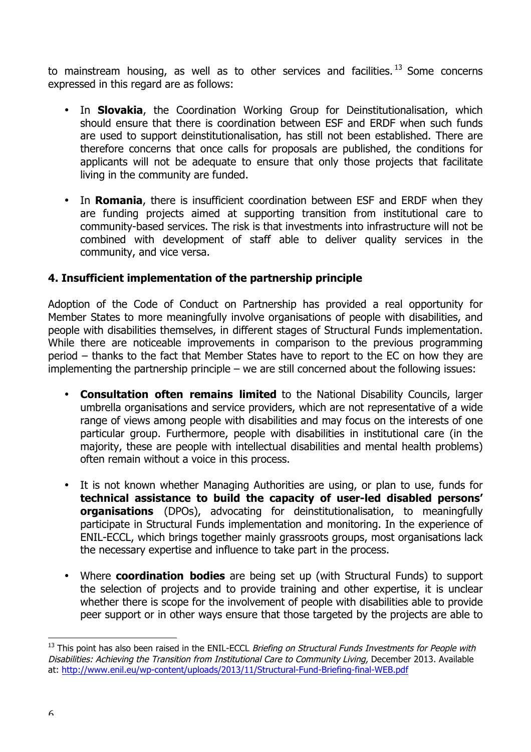to mainstream housing, as well as to other services and facilities.[13] Some concerns expressed in this regard are as follows:

- In **Slovakia**, the Coordination Working Group for Deinstitutionalisation, which should ensure that there is coordination between ESF and ERDF when such funds are used to support deinstitutionalisation, has still not been established. There are therefore concerns that once calls for proposals are published, the conditions for applicants will not be adequate to ensure that only those projects that facilitate living in the community are funded.

- In **Romania**, there is insufficient coordination between ESF and ERDF when they are funding projects aimed at supporting transition from institutional care to community-based services. The risk is that investments into infrastructure will not be combined with development of staff able to deliver quality services in the community, and vice versa.

### 4. Insufficient implementation of the partnership principle

Adoption of the Code of Conduct on Partnership has provided a real opportunity for Member States to more meaningfully involve organisations of people with disabilities, and people with disabilities themselves, in different stages of Structural Funds implementation. While there are noticeable improvements in comparison to the previous programming period – thanks to the fact that Member States have to report to the EC on how they are implementing the partnership principle – we are still concerned about the following issues:

- **Consultation often remains limited** to the National Disability Councils, larger umbrella organisations and service providers, which are not representative of a wide range of views among people with disabilities and may focus on the interests of one particular group. Furthermore, people with disabilities in institutional care (in the majority, these are people with intellectual disabilities and mental health problems) often remain without a voice in this process.

- It is not known whether Managing Authorities are using, or plan to use, funds for **technical assistance to build the capacity of user-led disabled persons' organisations** (DPOs), advocating for deinstitutionalisation, to meaningfully participate in Structural Funds implementation and monitoring. In the experience of ENIL-ECCL, which brings together mainly grassroots groups, most organisations lack the necessary expertise and influence to take part in the process.

- Where **coordination bodies** are being set up (with Structural Funds) to support the selection of projects and to provide training and other expertise, it is unclear whether there is scope for the involvement of people with disabilities able to provide peer support or in other ways ensure that those targeted by the projects are able to

---

[13] This point has also been raised in the ENIL-ECCL *Briefing on Structural Funds Investments for People with Disabilities: Achieving the Transition from Institutional Care to Community Living,* December 2013. Available at: http://www.enil.eu/wp-content/uploads/2013/11/Structural-Fund-Briefing-final-WEB.pdf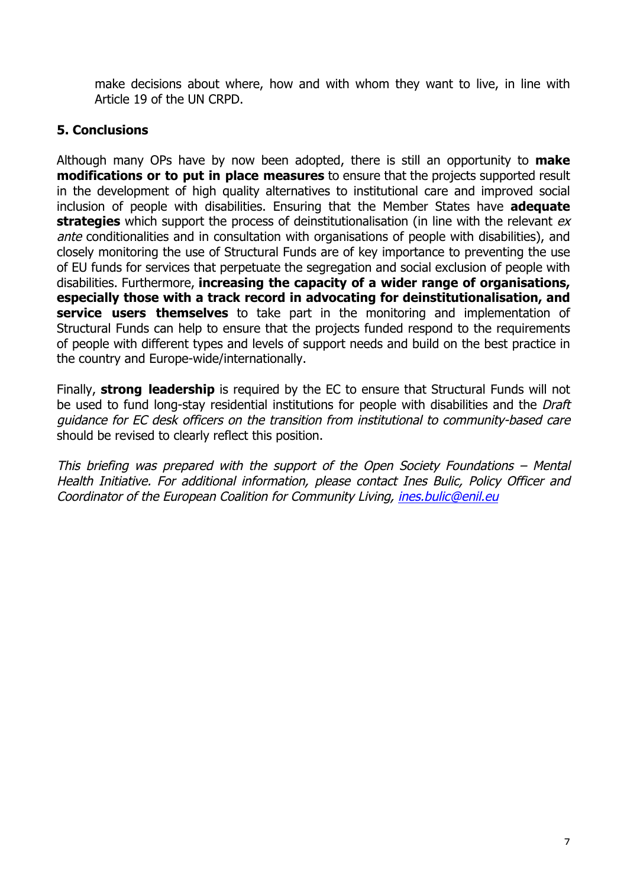make decisions about where, how and with whom they want to live, in line with Article 19 of the UN CRPD.

## 5. Conclusions

Although many OPs have by now been adopted, there is still an opportunity to **make modifications or to put in place measures** to ensure that the projects supported result in the development of high quality alternatives to institutional care and improved social inclusion of people with disabilities. Ensuring that the Member States have **adequate strategies** which support the process of deinstitutionalisation (in line with the relevant *ex ante* conditionalities and in consultation with organisations of people with disabilities), and closely monitoring the use of Structural Funds are of key importance to preventing the use of EU funds for services that perpetuate the segregation and social exclusion of people with disabilities. Furthermore, **increasing the capacity of a wider range of organisations, especially those with a track record in advocating for deinstitutionalisation, and service users themselves** to take part in the monitoring and implementation of Structural Funds can help to ensure that the projects funded respond to the requirements of people with different types and levels of support needs and build on the best practice in the country and Europe-wide/internationally.

Finally, **strong leadership** is required by the EC to ensure that Structural Funds will not be used to fund long-stay residential institutions for people with disabilities and the *Draft guidance for EC desk officers on the transition from institutional to community-based care* should be revised to clearly reflect this position.

*This briefing was prepared with the support of the Open Society Foundations – Mental Health Initiative. For additional information, please contact Ines Bulic, Policy Officer and Coordinator of the European Coalition for Community Living, ines.bulic@enil.eu*